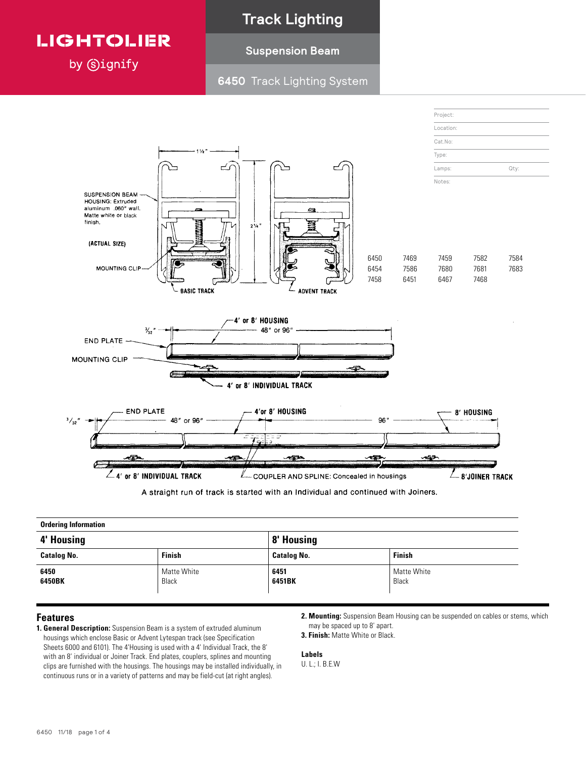# LIGHTOLIER by Signify

# Track Lighting

## Suspension Beam

## 6450 Track Lighting System

| | |
|---|---|
| Project: | |
| Location: | |
| Cat.No: | |
| Type: | |
| Lamps: | Qty: |
| Notes: | |

SUSPENSION BEAM HOUSING: Extruded aluminum .060" wall. Matte white or black finish.

(ACTUAL SIZE)

MOUNTING CLIP

BASIC TRACK

ADVENT TRACK

1 ½"

2 ¼"

| | | | | |
|---|---|---|---|---|
| 6450 | 7469 | 7459 | 7582 | 7584 |
| 6454 | 7586 | 7680 | 7681 | 7683 |
| 7458 | 6451 | 6467 | 7468 | |

END PLATE

MOUNTING CLIP

4' or 8' HOUSING

48" or 96"

3/32"

4' or 8' INDIVIDUAL TRACK

8' HOUSING

96"

COUPLER AND SPLINE: Concealed in housings

8' JOINER TRACK

A straight run of track is started with an individual and continued with Joiners.

## Ordering Information

| 4' Housing | | 8' Housing | |
|---|---|---|---|
| **Catalog No.** | **Finish** | **Catalog No.** | **Finish** |
| **6450** | Matte White | **6451** | Matte White |
| **6450BK** | Black | **6451BK** | Black |

## Features

1. **General Description:** Suspension Beam is a system of extruded aluminum housings which enclose Basic or Advent Lytespan track (see Specification Sheets 6000 and 6101). The 4'Housing is used with a 4' Individual Track, the 8' with an 8' individual or Joiner Track. End plates, couplers, splines and mounting clips are furnished with the housings. The housings may be installed individually, in continuous runs or in a variety of patterns and may be field-cut (at right angles).
2. **Mounting:** Suspension Beam Housing can be suspended on cables or stems, which may be spaced up to 8' apart.
3. **Finish:** Matte White or Black.

**Labels**

U. L.; I. B.E.W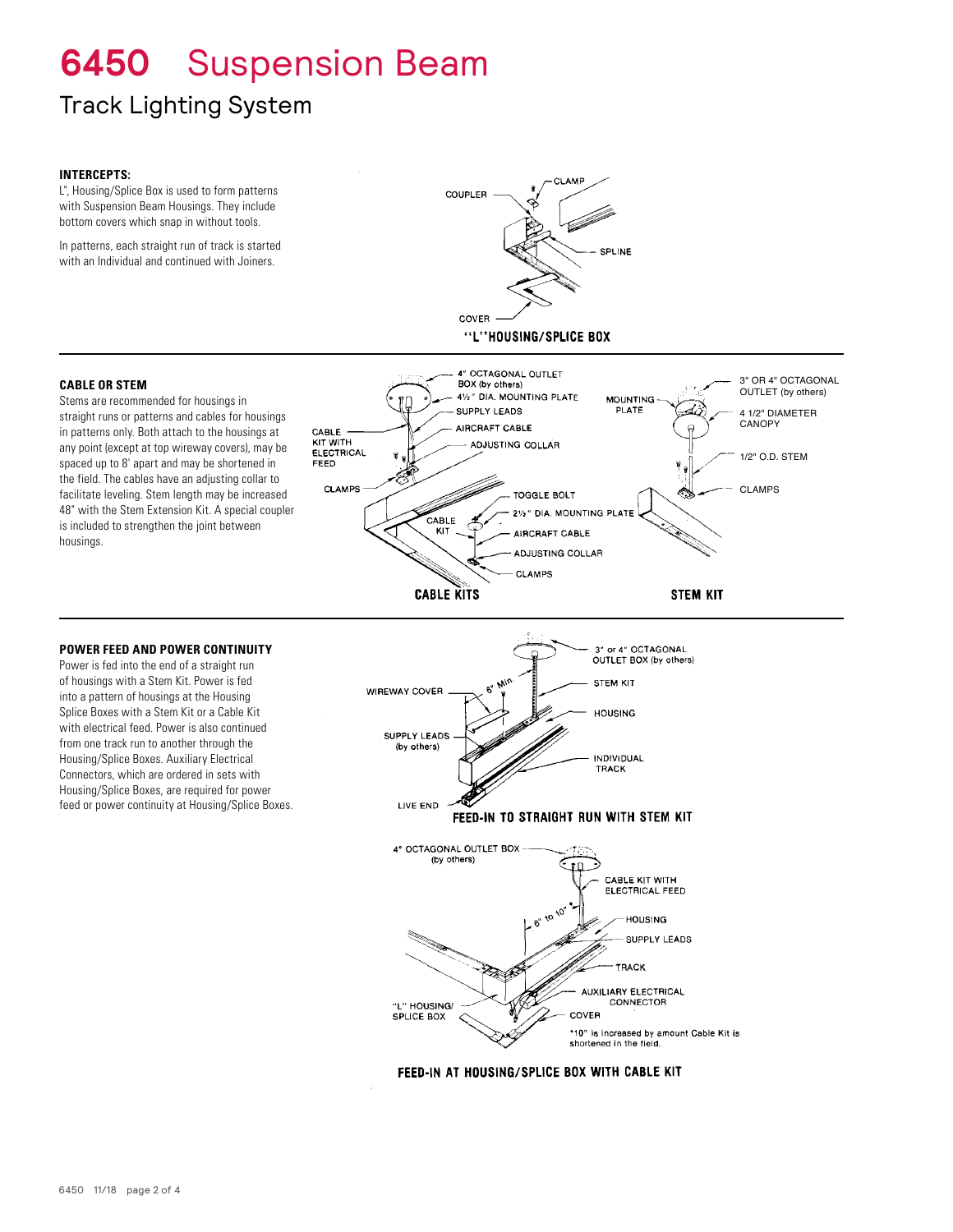# 6450 Suspension Beam

## Track Lighting System

**INTERCEPTS:**

L", Housing/Splice Box is used to form patterns with Suspension Beam Housings. They include bottom covers which snap in without tools.

In patterns, each straight run of track is started with an Individual and continued with Joiners.

COUPLER
CLAMP
SPLINE
COVER

"L" HOUSING/SPLICE BOX

**CABLE OR STEM**

Stems are recommended for housings in straight runs or patterns and cables for housings in patterns only. Both attach to the housings at any point (except at top wireway covers), may be spaced up to 8' apart and may be shortened in the field. The cables have an adjusting collar to facilitate leveling. Stem length may be increased 48" with the Stem Extension Kit. A special coupler is included to strengthen the joint between housings.

4" OCTAGONAL OUTLET BOX (by others)
4½" DIA. MOUNTING PLATE
SUPPLY LEADS
AIRCRAFT CABLE
CABLE KIT WITH ELECTRICAL FEED
ADJUSTING COLLAR
CLAMPS
TOGGLE BOLT
CABLE KIT
2½" DIA. MOUNTING PLATE
AIRCRAFT CABLE
ADJUSTING COLLAR
CLAMPS

CABLE KITS

MOUNTING PLATE
3" OR 4" OCTAGONAL OUTLET (by others)
4 1/2" DIAMETER CANOPY
1/2" O.D. STEM
CLAMPS

STEM KIT

**POWER FEED AND POWER CONTINUITY**

Power is fed into the end of a straight run of housings with a Stem Kit. Power is fed into a pattern of housings at the Housing Splice Boxes with a Stem Kit or a Cable Kit with electrical feed. Power is also continued from one track run to another through the Housing/Splice Boxes. Auxiliary Electrical Connectors, which are ordered in sets with Housing/Splice Boxes, are required for power feed or power continuity at Housing/Splice Boxes.

3" or 4" OCTAGONAL OUTLET BOX (by others)
WIREWAY COVER
6" Min
STEM KIT
HOUSING
SUPPLY LEADS (by others)
INDIVIDUAL TRACK
LIVE END

FEED-IN TO STRAIGHT RUN WITH STEM KIT

4" OCTAGONAL OUTLET BOX (by others)
CABLE KIT WITH ELECTRICAL FEED
6" to 10"*
HOUSING
SUPPLY LEADS
TRACK
AUXILIARY ELECTRICAL CONNECTOR
"L" HOUSING/ SPLICE BOX
COVER

*10" is increased by amount Cable Kit is shortened in the field.

FEED-IN AT HOUSING/SPLICE BOX WITH CABLE KIT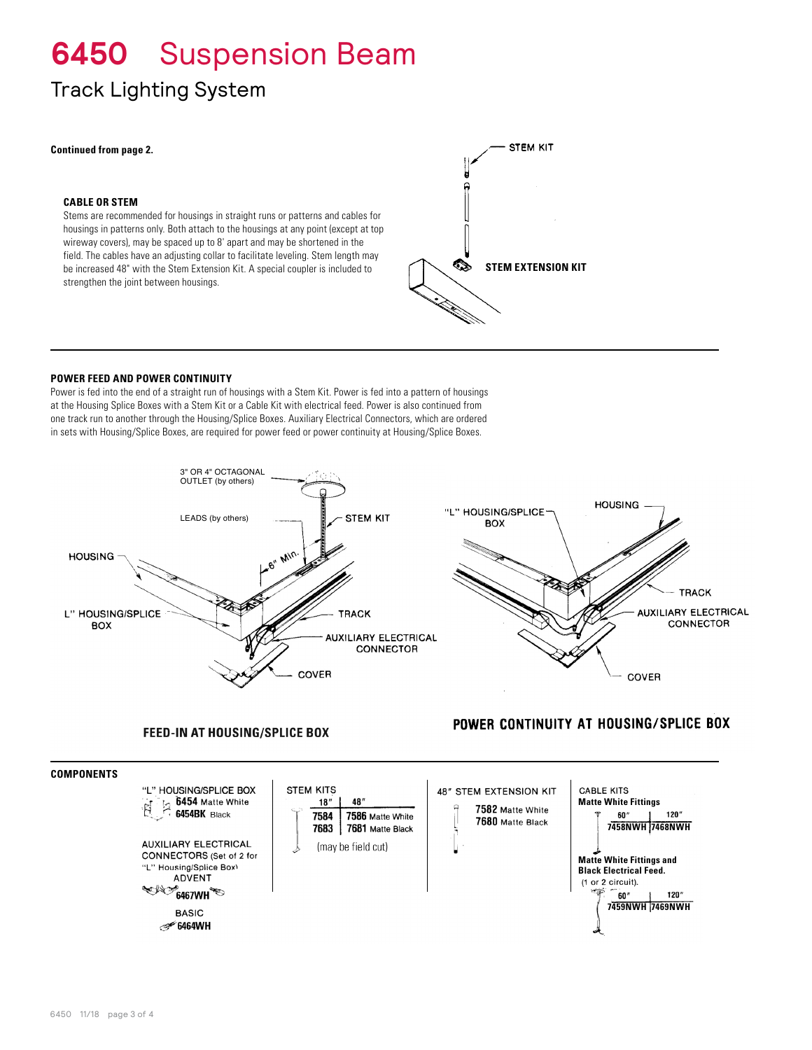# 6450 Suspension Beam

## Track Lighting System

**Continued from page 2.**

### CABLE OR STEM

Stems are recommended for housings in straight runs or patterns and cables for housings in patterns only. Both attach to the housings at any point (except at top wireway covers), may be spaced up to 8' apart and may be shortened in the field. The cables have an adjusting collar to facilitate leveling. Stem length may be increased 48" with the Stem Extension Kit. A special coupler is included to strengthen the joint between housings.

STEM KIT

STEM EXTENSION KIT

### POWER FEED AND POWER CONTINUITY

Power is fed into the end of a straight run of housings with a Stem Kit. Power is fed into a pattern of housings at the Housing Splice Boxes with a Stem Kit or a Cable Kit with electrical feed. Power is also continued from one track run to another through the Housing/Splice Boxes. Auxiliary Electrical Connectors, which are ordered in sets with Housing/Splice Boxes, are required for power feed or power continuity at Housing/Splice Boxes.

3" OR 4" OCTAGONAL OUTLET (by others)

LEADS (by others)

STEM KIT

6" Min.

HOUSING

L" HOUSING/SPLICE BOX

TRACK

AUXILIARY ELECTRICAL CONNECTOR

COVER

**FEED-IN AT HOUSING/SPLICE BOX**

"L" HOUSING/SPLICE BOX

HOUSING

TRACK

AUXILIARY ELECTRICAL CONNECTOR

COVER

**POWER CONTINUITY AT HOUSING/SPLICE BOX**

### COMPONENTS

"L" HOUSING/SPLICE BOX
**6454** Matte White
**6454BK** Black

AUXILIARY ELECTRICAL CONNECTORS (Set of 2 for "L" Housing/Splice Box)
ADVENT
**6467WH**
BASIC
**6464WH**

STEM KITS

| 18" | 48" |
|---|---|
| **7584** | **7586** Matte White |
| **7683** | **7681** Matte Black |

(may be field cut)

48" STEM EXTENSION KIT
**7582** Matte White
**7680** Matte Black

CABLE KITS
**Matte White Fittings**

| 60" | 120" |
|---|---|
| **7458NWH** | **7468NWH** |

**Matte White Fittings and Black Electrical Feed.**
(1 or 2 circuit).

| 60" | 120" |
|---|---|
| **7459NWH** | **7469NWH** |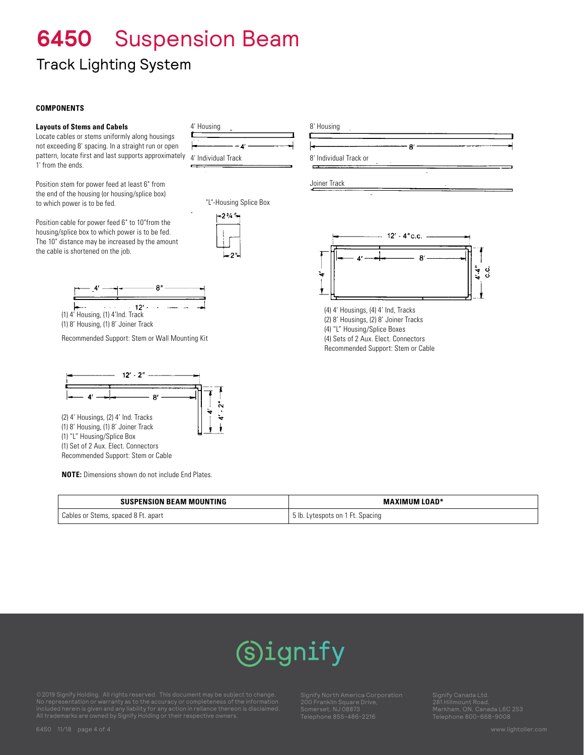# 6450 Suspension Beam

## Track Lighting System

### COMPONENTS

**Layouts of Stems and Cabels**
Locate cables or stems uniformly along housings not exceeding 8' spacing. In a straight run or open pattern, locate first and last supports approximately 1' from the ends.

Position stem for power feed at least 6" from the end of the housing (or housing/splice box) to which power is to be fed.

Position cable for power feed 6" to 10"from the housing/splice box to which power is to be fed. The 10" distance may be increased by the amount the cable is shortened on the job.

4' Housing
4'
4' Individual Track

8' Housing
8'
8' Individual Track or
Joiner Track

"L"-Housing Splice Box
2 3/4"
2"

4'
8"
12'

(1) 4' Housing, (1) 4'Ind. Track
(1) 8' Housing, (1) 8' Joiner Track

Recommended Support: Stem or Wall Mounting Kit

12' - 4"c.c.
4'
8'
4'
4'-4" c.c.

(4) 4' Housings, (4) 4' Ind, Tracks
(2) 8' Housings, (2) 8' Joiner Tracks
(4) "L" Housing/Splice Boxes
(4) Sets of 2 Aux. Elect. Connectors
Recommended Support: Stem or Cable

12' - 2"
4'
8'
4'
4' - 2"

(2) 4' Housings, (2) 4' Ind. Tracks
(1) 8' Housing, (1) 8' Joiner Track
(1) "L" Housing/Splice Box
(1) Set of 2 Aux. Elect. Connectors
Recommended Support: Stem or Cable

**NOTE:** Dimensions shown do not include End Plates.

| SUSPENSION BEAM MOUNTING | MAXIMUM LOAD* |
|---|---|
| Cables or Stems, spaced 8 Ft. apart | 5 lb. Lytespots on 1 Ft. Spacing |

Signify

©2019 Signify Holding. All rights reserved. This document may be subject to change. No representation or warranty as to the accuracy or completeness of the information included herein is given and any liability for any action in reliance thereon is disclaimed. All trademarks are owned by Signify Holding or their respective owners.

Signify North America Corporation
200 Franklin Square Drive,
Somerset, NJ 08873
Telephone 855-486-2216

Signify Canada Ltd.
281 Hillmount Road,
Markham, ON, Canada L6C 2S3
Telephone 800-668-9008

6450 11/18

www.lightoller.com